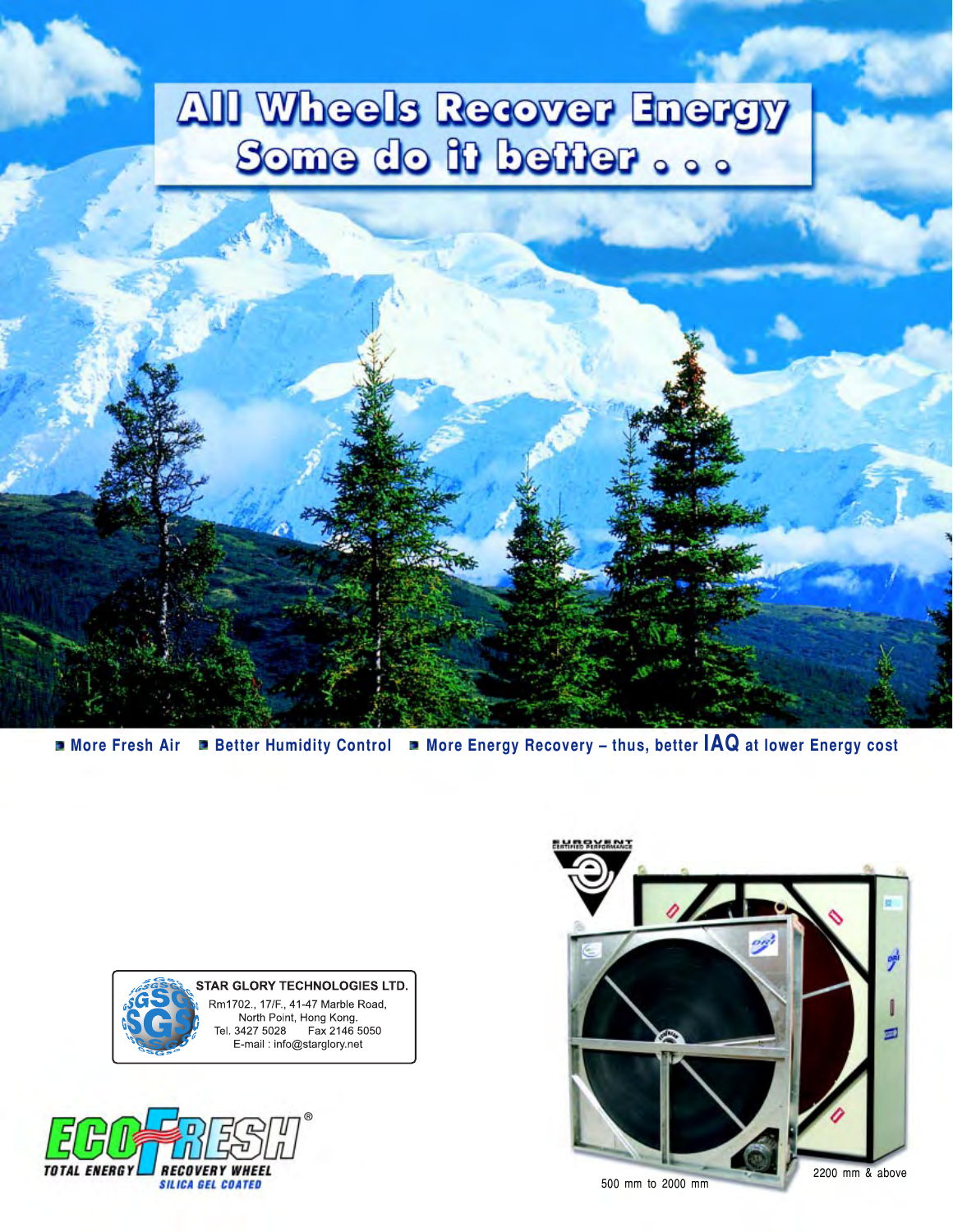# All Wheels Recover Energy
# Some do it better . . .

- More Fresh Air
- Better Humidity Control
- More Energy Recovery – thus, better IAQ at lower Energy cost

**STAR GLORY TECHNOLOGIES LTD.**
Rm1702., 17/F., 41-47 Marble Road,
North Point, Hong Kong.
Tel. 3427 5028 Fax 2146 5050
E-mail : info@starglory.net

**ECOFRESH®**
TOTAL ENERGY RECOVERY WHEEL
SILICA GEL COATED

EUROVENT CERTIFIED PERFORMANCE

500 mm to 2000 mm

2200 mm & above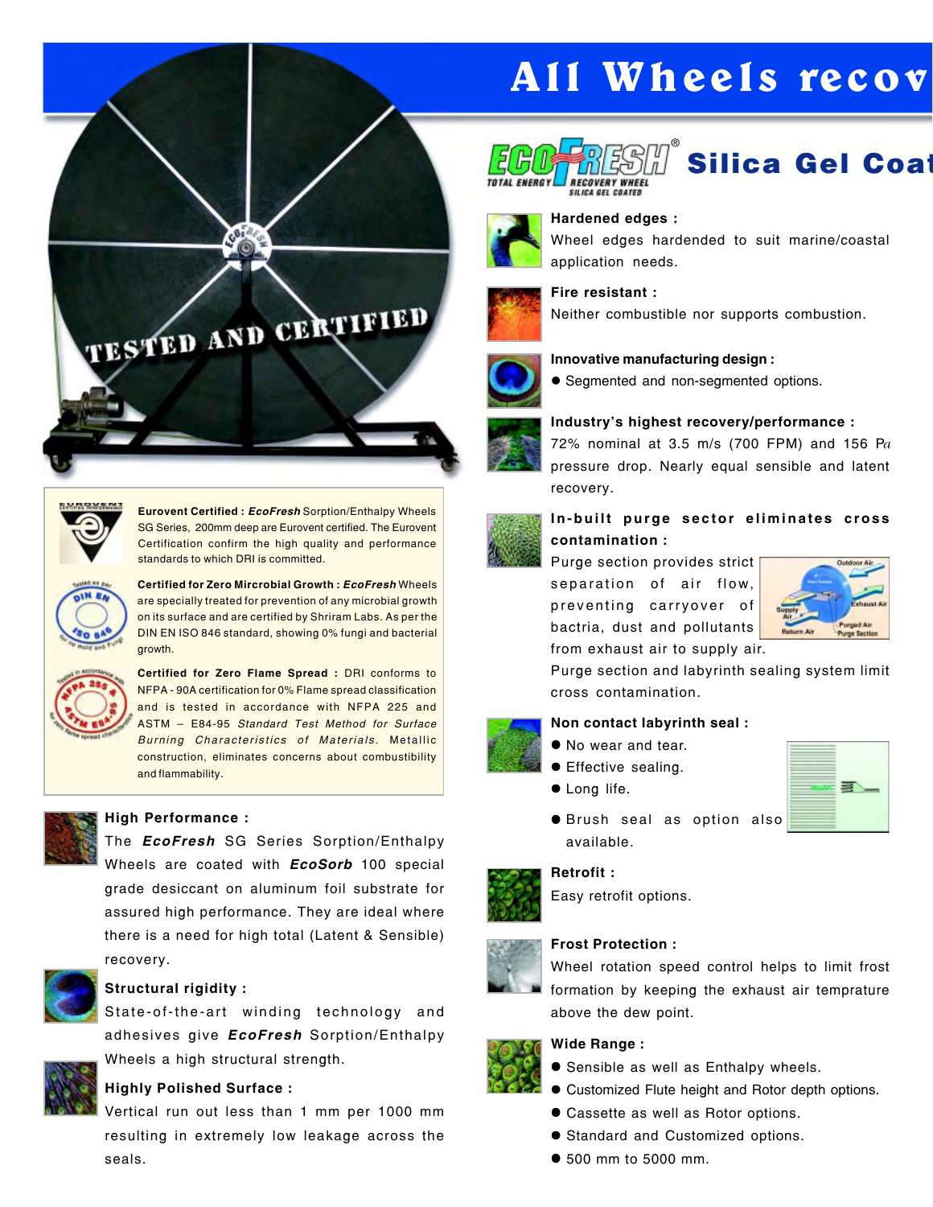# All Wheels recov

TESTED AND CERTIFIED

**Eurovent Certified :** ***EcoFresh*** Sorption/Enthalpy Wheels SG Series, 200mm deep are Eurovent certified. The Eurovent Certification confirm the high quality and performance standards to which DRI is committed.

**Certified for Zero Mircrobial Growth :** ***EcoFresh*** Wheels are specially treated for prevention of any microbial growth on its surface and are certified by Shriram Labs. As per the DIN EN ISO 846 standard, showing 0% fungi and bacterial growth.

**Certified for Zero Flame Spread :** DRI conforms to NFPA - 90A certification for 0% Flame spread classification and is tested in accordance with NFPA 225 and ASTM – E84-95 *Standard Test Method for Surface Burning Characteristics of Materials.* Metallic construction, eliminates concerns about combustibility and flammability.

**High Performance :**
The ***EcoFresh*** SG Series Sorption/Enthalpy Wheels are coated with ***EcoSorb*** 100 special grade desiccant on aluminum foil substrate for assured high performance. They are ideal where there is a need for high total (Latent & Sensible) recovery.

**Structural rigidity :**
State-of-the-art winding technology and adhesives give ***EcoFresh*** Sorption/Enthalpy Wheels a high structural strength.

**Highly Polished Surface :**
Vertical run out less than 1 mm per 1000 mm resulting in extremely low leakage across the seals.

## ECOFRESH® TOTAL ENERGY RECOVERY WHEEL SILICA GEL COATED — Silica Gel Coat

**Hardened edges :**
Wheel edges hardended to suit marine/coastal application needs.

**Fire resistant :**
Neither combustible nor supports combustion.

**Innovative manufacturing design :**
- Segmented and non-segmented options.

**Industry's highest recovery/performance :**
72% nominal at 3.5 m/s (700 FPM) and 156 Pa pressure drop. Nearly equal sensible and latent recovery.

**In-built purge sector eliminates cross contamination :**
Purge section provides strict separation of air flow, preventing carryover of bactria, dust and pollutants from exhaust air to supply air.

Outdoor Air
Exhaust Air
Supply Air
Return Air
Purged Air
Purge Section

Purge section and labyrinth sealing system limit cross contamination.

**Non contact labyrinth seal :**
- No wear and tear.
- Effective sealing.
- Long life.
- Brush seal as option also available.

**Retrofit :**
Easy retrofit options.

**Frost Protection :**
Wheel rotation speed control helps to limit frost formation by keeping the exhaust air temprature above the dew point.

**Wide Range :**
- Sensible as well as Enthalpy wheels.
- Customized Flute height and Rotor depth options.
- Cassette as well as Rotor options.
- Standard and Customized options.
- 500 mm to 5000 mm.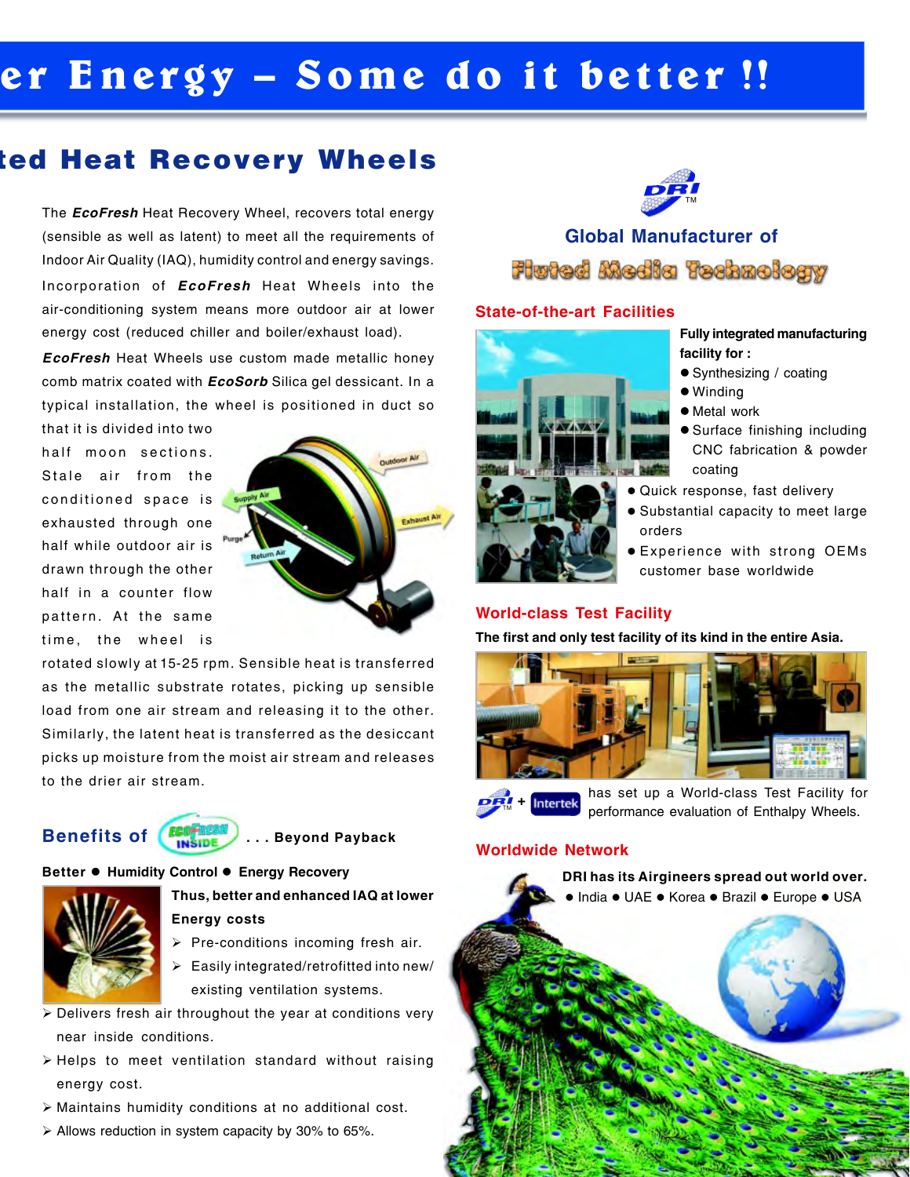# er Energy – Some do it better !!

## ted Heat Recovery Wheels

The ***EcoFresh*** Heat Recovery Wheel, recovers total energy (sensible as well as latent) to meet all the requirements of Indoor Air Quality (IAQ), humidity control and energy savings.

Incorporation of ***EcoFresh*** Heat Wheels into the air-conditioning system means more outdoor air at lower energy cost (reduced chiller and boiler/exhaust load).

***EcoFresh*** Heat Wheels use custom made metallic honey comb matrix coated with ***EcoSorb*** Silica gel dessicant. In a typical installation, the wheel is positioned in duct so that it is divided into two half moon sections. Stale air from the conditioned space is exhausted through one half while outdoor air is drawn through the other half in a counter flow pattern. At the same time, the wheel is rotated slowly at 15-25 rpm. Sensible heat is transferred as the metallic substrate rotates, picking up sensible load from one air stream and releasing it to the other. Similarly, the latent heat is transferred as the desiccant picks up moisture from the moist air stream and releases to the drier air stream.

Outdoor Air
Supply Air
Exhaust Air
Purge
Return Air

### Benefits of EcoFresh INSIDE . . . Beyond Payback

**Better ● Humidity Control ● Energy Recovery**

**Thus, better and enhanced IAQ at lower Energy costs**

- Pre-conditions incoming fresh air.
- Easily integrated/retrofitted into new/ existing ventilation systems.
- Delivers fresh air throughout the year at conditions very near inside conditions.
- Helps to meet ventilation standard without raising energy cost.
- Maintains humidity conditions at no additional cost.
- Allows reduction in system capacity by 30% to 65%.

DRI ™

## Global Manufacturer of Fluted Media Technology

### State-of-the-art Facilities

**Fully integrated manufacturing facility for :**

- Synthesizing / coating
- Winding
- Metal work
- Surface finishing including CNC fabrication & powder coating
- Quick response, fast delivery
- Substantial capacity to meet large orders
- Experience with strong OEMs customer base worldwide

### World-class Test Facility

**The first and only test facility of its kind in the entire Asia.**

DRI + Intertek has set up a World-class Test Facility for performance evaluation of Enthalpy Wheels.

### Worldwide Network

**DRI has its Airgineers spread out world over.**

● India ● UAE ● Korea ● Brazil ● Europe ● USA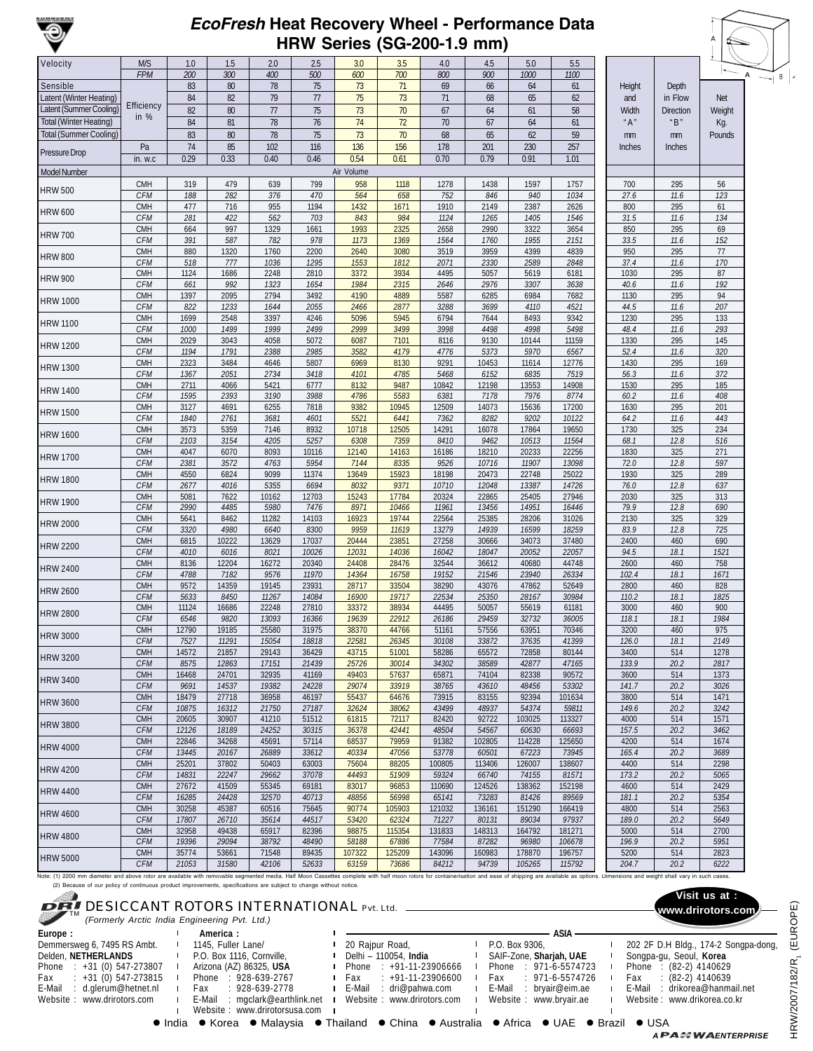# *EcoFresh* Heat Recovery Wheel - Performance Data
## HRW Series (SG-200-1.9 mm)

| Velocity | M/S | 1.0 | 1.5 | 2.0 | 2.5 | 3.0 | 3.5 | 4.0 | 4.5 | 5.0 | 5.5 | Height and Width "A" mm Inches | Depth in Flow Direction "B" mm Inches | Net Weight Kg. Pounds |
|---|---|---|---|---|---|---|---|---|---|---|---|---|---|---|
| | FPM | 200 | 300 | 400 | 500 | 600 | 700 | 800 | 900 | 1000 | 1100 | | | |
| Sensible | Efficiency in % | 83 | 80 | 78 | 75 | 73 | 71 | 69 | 66 | 64 | 61 | | | |
| Latent (Winter Heating) | | 84 | 82 | 79 | 77 | 75 | 73 | 71 | 68 | 65 | 62 | | | |
| Latent (Summer Cooling) | | 82 | 80 | 77 | 75 | 73 | 70 | 67 | 64 | 61 | 58 | | | |
| Total (Winter Heating) | | 84 | 81 | 78 | 76 | 74 | 72 | 70 | 67 | 64 | 61 | | | |
| Total (Summer Cooling) | | 83 | 80 | 78 | 75 | 73 | 70 | 68 | 65 | 62 | 59 | | | |
| Pressure Drop | Pa | 74 | 85 | 102 | 116 | 136 | 156 | 178 | 201 | 230 | 257 | | | |
| | in. w.c | 0.29 | 0.33 | 0.40 | 0.46 | 0.54 | 0.61 | 0.70 | 0.79 | 0.91 | 1.01 | | | |
| Model Number | | Air Volume | | | | | | | | | | | | |
| HRW 500 | CMH | 319 | 479 | 639 | 799 | 958 | 1118 | 1278 | 1438 | 1597 | 1757 | 700 | 295 | 56 |
| | CFM | 188 | 282 | 376 | 470 | 564 | 658 | 752 | 846 | 940 | 1034 | 27.6 | 11.6 | 123 |
| HRW 600 | CMH | 477 | 716 | 955 | 1194 | 1432 | 1671 | 1910 | 2149 | 2387 | 2626 | 800 | 295 | 61 |
| | CFM | 281 | 422 | 562 | 703 | 843 | 984 | 1124 | 1265 | 1405 | 1546 | 31.5 | 11.6 | 134 |
| HRW 700 | CMH | 664 | 997 | 1329 | 1661 | 1993 | 2325 | 2658 | 2990 | 3322 | 3654 | 850 | 295 | 69 |
| | CFM | 391 | 587 | 782 | 978 | 1173 | 1369 | 1564 | 1760 | 1955 | 2151 | 33.5 | 11.6 | 152 |
| HRW 800 | CMH | 880 | 1320 | 1760 | 2200 | 2640 | 3080 | 3519 | 3959 | 4399 | 4839 | 950 | 295 | 77 |
| | CFM | 518 | 777 | 1036 | 1295 | 1553 | 1812 | 2071 | 2330 | 2589 | 2848 | 37.4 | 11.6 | 170 |
| HRW 900 | CMH | 1124 | 1686 | 2248 | 2810 | 3372 | 3934 | 4495 | 5057 | 5619 | 6181 | 1030 | 295 | 87 |
| | CFM | 661 | 992 | 1323 | 1654 | 1984 | 2315 | 2646 | 2976 | 3307 | 3638 | 40.6 | 11.6 | 192 |
| HRW 1000 | CMH | 1397 | 2095 | 2794 | 3492 | 4190 | 4889 | 5587 | 6285 | 6984 | 7682 | 1130 | 295 | 94 |
| | CFM | 822 | 1233 | 1644 | 2055 | 2466 | 2877 | 3288 | 3699 | 4110 | 4521 | 44.5 | 11.6 | 207 |
| HRW 1100 | CMH | 1699 | 2548 | 3397 | 4246 | 5096 | 5945 | 6794 | 7644 | 8493 | 9342 | 1230 | 295 | 133 |
| | CFM | 1000 | 1499 | 1999 | 2499 | 2999 | 3499 | 3998 | 4498 | 4998 | 5498 | 48.4 | 11.6 | 293 |
| HRW 1200 | CMH | 2029 | 3043 | 4058 | 5072 | 6087 | 7101 | 8116 | 9130 | 10144 | 11159 | 1330 | 295 | 145 |
| | CFM | 1194 | 1791 | 2388 | 2985 | 3582 | 4179 | 4776 | 5373 | 5970 | 6567 | 52.4 | 11.6 | 320 |
| HRW 1300 | CMH | 2323 | 3484 | 4646 | 5807 | 6969 | 8130 | 9291 | 10453 | 11614 | 12776 | 1430 | 295 | 169 |
| | CFM | 1367 | 2051 | 2734 | 3418 | 4101 | 4785 | 5468 | 6152 | 6835 | 7519 | 56.3 | 11.6 | 372 |
| HRW 1400 | CMH | 2711 | 4066 | 5421 | 6777 | 8132 | 9487 | 10842 | 12198 | 13553 | 14908 | 1530 | 295 | 185 |
| | CFM | 1595 | 2393 | 3190 | 3988 | 4786 | 5583 | 6381 | 7178 | 7976 | 8774 | 60.2 | 11.6 | 408 |
| HRW 1500 | CMH | 3127 | 4691 | 6255 | 7818 | 9382 | 10945 | 12509 | 14073 | 15636 | 17200 | 1630 | 295 | 201 |
| | CFM | 1840 | 2761 | 3681 | 4601 | 5521 | 6441 | 7362 | 8282 | 9202 | 10122 | 64.2 | 11.6 | 443 |
| HRW 1600 | CMH | 3573 | 5359 | 7146 | 8932 | 10718 | 12505 | 14291 | 16078 | 17864 | 19650 | 1730 | 325 | 234 |
| | CFM | 2103 | 3154 | 4205 | 5257 | 6308 | 7359 | 8410 | 9462 | 10513 | 11564 | 68.1 | 12.8 | 516 |
| HRW 1700 | CMH | 4047 | 6070 | 8093 | 10116 | 12140 | 14163 | 16186 | 18210 | 20233 | 22256 | 1830 | 325 | 271 |
| | CFM | 2381 | 3572 | 4763 | 5954 | 7144 | 8335 | 9526 | 10716 | 11907 | 13098 | 72.0 | 12.8 | 597 |
| HRW 1800 | CMH | 4550 | 6824 | 9099 | 11374 | 13649 | 15923 | 18198 | 20473 | 22748 | 25022 | 1930 | 325 | 289 |
| | CFM | 2677 | 4016 | 5355 | 6694 | 8032 | 9371 | 10710 | 12048 | 13387 | 14726 | 76.0 | 12.8 | 637 |
| HRW 1900 | CMH | 5081 | 7622 | 10162 | 12703 | 15243 | 17784 | 20324 | 22865 | 25405 | 27946 | 2030 | 325 | 313 |
| | CFM | 2990 | 4485 | 5980 | 7476 | 8971 | 10466 | 11961 | 13456 | 14951 | 16446 | 79.9 | 12.8 | 690 |
| HRW 2000 | CMH | 5641 | 8462 | 11282 | 14103 | 16923 | 19744 | 22564 | 25385 | 28206 | 31026 | 2130 | 325 | 329 |
| | CFM | 3320 | 4980 | 6640 | 8300 | 9959 | 11619 | 13279 | 14939 | 16599 | 18259 | 83.9 | 12.8 | 725 |
| HRW 2200 | CMH | 6815 | 10222 | 13629 | 17037 | 20444 | 23851 | 27258 | 30666 | 34073 | 37480 | 2400 | 460 | 690 |
| | CFM | 4010 | 6016 | 8021 | 10026 | 12031 | 14036 | 16042 | 18047 | 20052 | 22057 | 94.5 | 18.1 | 1521 |
| HRW 2400 | CMH | 8136 | 12204 | 16272 | 20340 | 24408 | 28476 | 32544 | 36612 | 40680 | 44748 | 2600 | 460 | 758 |
| | CFM | 4788 | 7182 | 9576 | 11970 | 14364 | 16758 | 19152 | 21546 | 23940 | 26334 | 102.4 | 18.1 | 1671 |
| HRW 2600 | CMH | 9572 | 14359 | 19145 | 23931 | 28717 | 33504 | 38290 | 43076 | 47862 | 52649 | 2800 | 460 | 828 |
| | CFM | 5633 | 8450 | 11267 | 14084 | 16900 | 19717 | 22534 | 25350 | 28167 | 30984 | 110.2 | 18.1 | 1825 |
| HRW 2800 | CMH | 11124 | 16686 | 22248 | 27810 | 33372 | 38934 | 44495 | 50057 | 55619 | 61181 | 3000 | 460 | 900 |
| | CFM | 6546 | 9820 | 13093 | 16366 | 19639 | 22912 | 26186 | 29459 | 32732 | 36005 | 118.1 | 18.1 | 1984 |
| HRW 3000 | CMH | 12790 | 19185 | 25580 | 31975 | 38370 | 44766 | 51161 | 57556 | 63951 | 70346 | 3200 | 460 | 975 |
| | CFM | 7527 | 11291 | 15054 | 18818 | 22581 | 26345 | 30108 | 33872 | 37635 | 41399 | 126.0 | 18.1 | 2149 |
| HRW 3200 | CMH | 14572 | 21857 | 29143 | 36429 | 43715 | 51001 | 58286 | 65572 | 72858 | 80144 | 3400 | 514 | 1278 |
| | CFM | 8575 | 12863 | 17151 | 21439 | 25726 | 30014 | 34302 | 38589 | 42877 | 47165 | 133.9 | 20.2 | 2817 |
| HRW 3400 | CMH | 16468 | 24701 | 32935 | 41169 | 49403 | 57637 | 65871 | 74104 | 82338 | 90572 | 3600 | 514 | 1373 |
| | CFM | 9691 | 14537 | 19382 | 24228 | 29074 | 33919 | 38765 | 43610 | 48456 | 53302 | 141.7 | 20.2 | 3026 |
| HRW 3600 | CMH | 18479 | 27718 | 36958 | 46197 | 55437 | 64676 | 73915 | 83155 | 92394 | 101634 | 3800 | 514 | 1471 |
| | CFM | 10875 | 16312 | 21750 | 27187 | 32624 | 38062 | 43499 | 48937 | 54374 | 59811 | 149.6 | 20.2 | 3242 |
| HRW 3800 | CMH | 20605 | 30907 | 41210 | 51512 | 61815 | 72117 | 82420 | 92722 | 103025 | 113327 | 4000 | 514 | 1571 |
| | CFM | 12126 | 18189 | 24252 | 30315 | 36378 | 42441 | 48504 | 54567 | 60630 | 66693 | 157.5 | 20.2 | 3462 |
| HRW 4000 | CMH | 22846 | 34268 | 45691 | 57114 | 68537 | 79959 | 91382 | 102805 | 114228 | 125650 | 4200 | 514 | 1674 |
| | CFM | 13445 | 20167 | 26889 | 33612 | 40334 | 47056 | 53778 | 60501 | 67223 | 73945 | 165.4 | 20.2 | 3689 |
| HRW 4200 | CMH | 25201 | 37802 | 50403 | 63003 | 75604 | 88205 | 100805 | 113406 | 126007 | 138607 | 4400 | 514 | 2298 |
| | CFM | 14831 | 22247 | 29662 | 37078 | 44493 | 51909 | 59324 | 66740 | 74155 | 81571 | 173.2 | 20.2 | 5065 |
| HRW 4400 | CMH | 27672 | 41509 | 55345 | 69181 | 83017 | 96853 | 110690 | 124526 | 138362 | 152198 | 4600 | 514 | 2429 |
| | CFM | 16285 | 24428 | 32570 | 40713 | 48856 | 56998 | 65141 | 73283 | 81426 | 89569 | 181.1 | 20.2 | 5354 |
| HRW 4600 | CMH | 30258 | 45387 | 60516 | 75645 | 90774 | 105903 | 121032 | 136161 | 151290 | 166419 | 4800 | 514 | 2563 |
| | CFM | 17807 | 26710 | 35614 | 44517 | 53420 | 62324 | 71227 | 80131 | 89034 | 97937 | 189.0 | 20.2 | 5649 |
| HRW 4800 | CMH | 32958 | 49438 | 65917 | 82396 | 98875 | 115354 | 131833 | 148313 | 164792 | 181271 | 5000 | 514 | 2700 |
| | CFM | 19396 | 29094 | 38792 | 48490 | 58188 | 67886 | 77584 | 87282 | 96980 | 106678 | 196.9 | 20.2 | 5951 |
| HRW 5000 | CMH | 35774 | 53661 | 71548 | 89435 | 107322 | 125209 | 143096 | 160983 | 178870 | 196757 | 5200 | 514 | 2823 |
| | CFM | 21053 | 31580 | 42106 | 52633 | 63159 | 73686 | 84212 | 94739 | 105265 | 115792 | 204.7 | 20.2 | 6222 |

Note: (1) 2200 mm diameter and above rotor are available with removable segmented media. Half Moon Cassettes complete with half moon rotors for containerisation and ease of shipping are available as options. Dimensions and weight shall vary in such cases.
(2) Because of our policy of continuous product improvements, specifications are subject to change without notice.

**DRI** DESICCANT ROTORS INTERNATIONAL Pvt. Ltd.
*(Formerly Arctic India Engineering Pvt. Ltd.)*

Visit us at : www.drirotors.com

**Europe :**
Demmersweg 6, 7495 RS Ambt. Delden, **NETHERLANDS**
Phone : +31 (0) 547-273807
Fax : +31 (0) 547-273815
E-Mail : d.glerum@hetnet.nl
Website : www.drirotors.com

**America :**
1145, Fuller Lane/ P.O. Box 1116, Cornville, Arizona (AZ) 86325, **USA**
Phone : 928-639-2767
Fax : 928-639-2778
E-Mail : mgclark@earthlink.net
Website : www.drirotorsusa.com

**ASIA**

20 Rajpur Road, Delhi – 110054, **India**
Phone : +91-11-23906666
Fax : +91-11-23906600
E-Mail : dri@pahwa.com
Website : www.drirotors.com

P.O. Box 9306, SAIF-Zone, **Sharjah, UAE**
Phone : 971-6-5574723
Fax : 971-6-5574726
E-Mail : bryair@eim.ae
Website : www.bryair.ae

202 2F D.H Bldg., 174-2 Songpa-dong, Songpa-gu, Seoul, **Korea**
Phone : (82-2) 4140629
Fax : (82-2) 4140639
E-Mail : drikorea@hanmail.net
Website : www.drikorea.co.kr

● India ● Korea ● Malaysia ● Thailand ● China ● Australia ● Africa ● UAE ● Brazil ● USA

*A PAHWA ENTERPRISE*

HRW/2007/182/R1 (EUROPE)